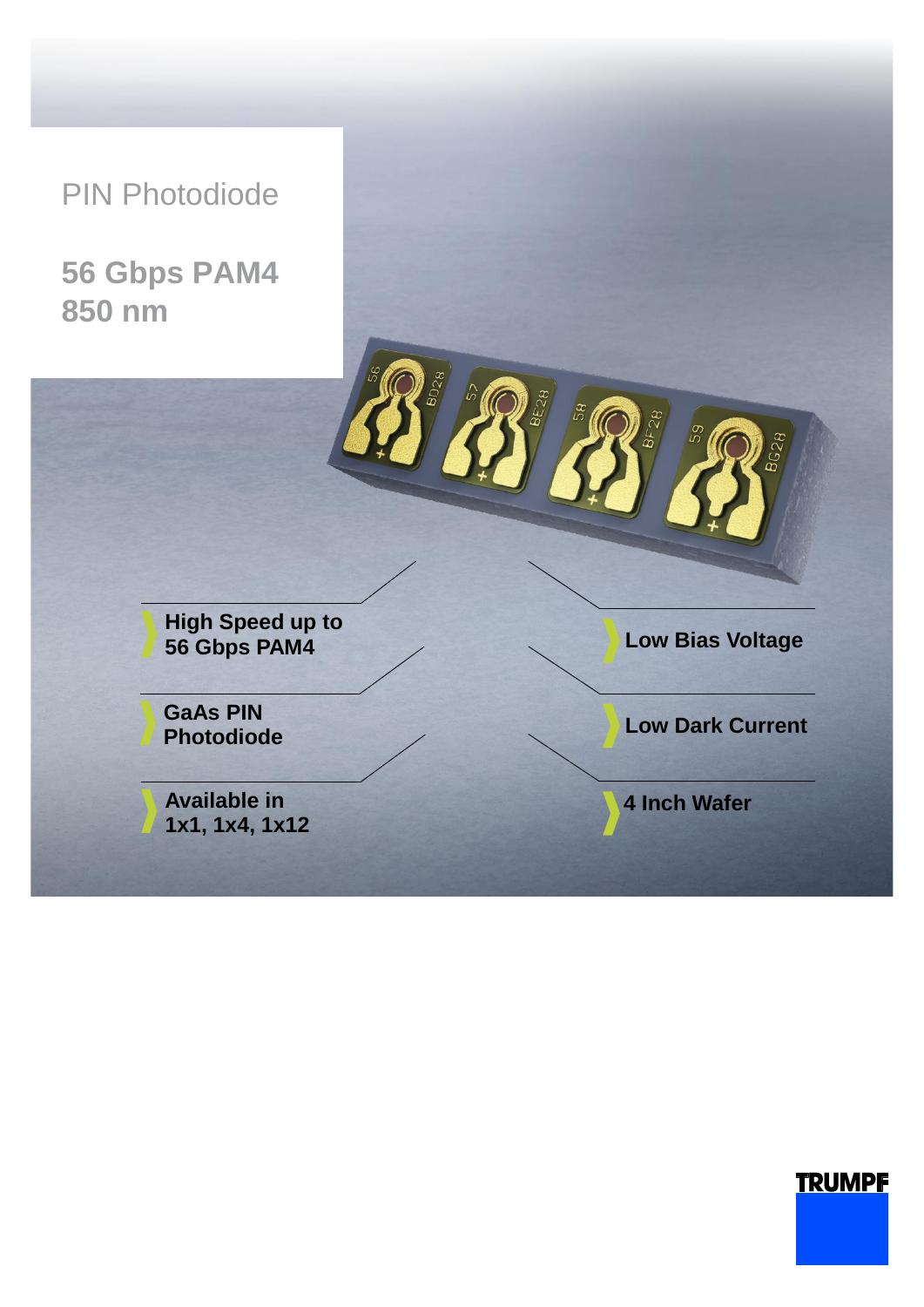# PIN Photodiode

## 56 Gbps PAM4
## 850 nm

- High Speed up to 56 Gbps PAM4
- GaAs PIN Photodiode
- Available in 1x1, 1x4, 1x12
- Low Bias Voltage
- Low Dark Current
- 4 Inch Wafer

TRUMPF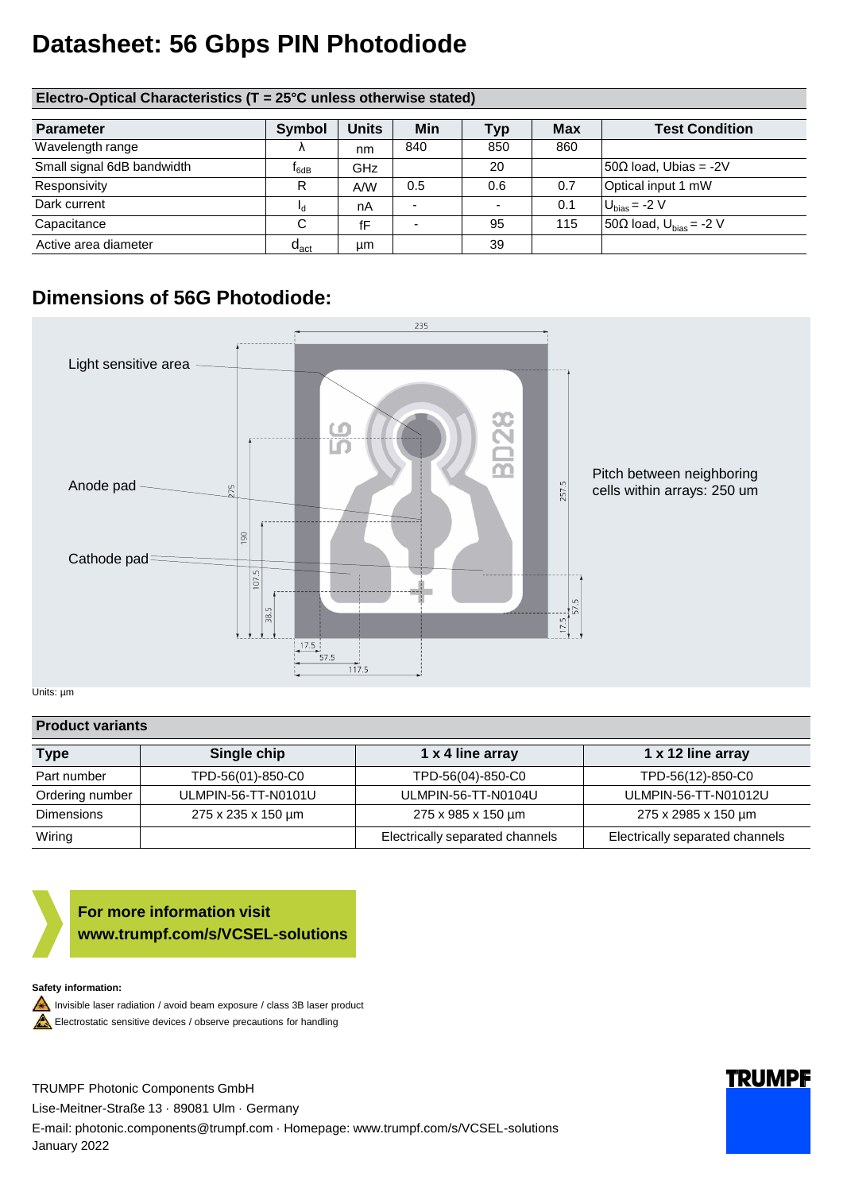# Datasheet: 56 Gbps PIN Photodiode

**Electro-Optical Characteristics (T = 25°C unless otherwise stated)**

| Parameter | Symbol | Units | Min | Typ | Max | Test Condition |
|---|---|---|---|---|---|---|
| Wavelength range | λ | nm | 840 | 850 | 860 | |
| Small signal 6dB bandwidth | $f_{6dB}$ | GHz | | 20 | | 50Ω load, Ubias = -2V |
| Responsivity | R | A/W | 0.5 | 0.6 | 0.7 | Optical input 1 mW |
| Dark current | $I_d$ | nA | - | - | 0.1 | $U_{bias}$ = -2 V |
| Capacitance | C | fF | - | 95 | 115 | 50Ω load, $U_{bias}$ = -2 V |
| Active area diameter | $d_{act}$ | µm | | 39 | | |

## Dimensions of 56G Photodiode:

Light sensitive area

Anode pad

Cathode pad

235

275

190

107.5

38.5

257.5

57.5

17.5

17.5

57.5

117.5

56

BD28

Pitch between neighboring cells within arrays: 250 um

Units: µm

**Product variants**

| Type | Single chip | 1 x 4 line array | 1 x 12 line array |
|---|---|---|---|
| Part number | TPD-56(01)-850-C0 | TPD-56(04)-850-C0 | TPD-56(12)-850-C0 |
| Ordering number | ULMPIN-56-TT-N0101U | ULMPIN-56-TT-N0104U | ULMPIN-56-TT-N01012U |
| Dimensions | 275 x 235 x 150 µm | 275 x 985 x 150 µm | 275 x 2985 x 150 µm |
| Wiring | | Electrically separated channels | Electrically separated channels |

**For more information visit www.trumpf.com/s/VCSEL-solutions**

**Safety information:**

Invisible laser radiation / avoid beam exposure / class 3B laser product

Electrostatic sensitive devices / observe precautions for handling

TRUMPF Photonic Components GmbH
Lise-Meitner-Straße 13 · 89081 Ulm · Germany
E-mail: photonic.components@trumpf.com · Homepage: www.trumpf.com/s/VCSEL-solutions
January 2022

TRUMPF